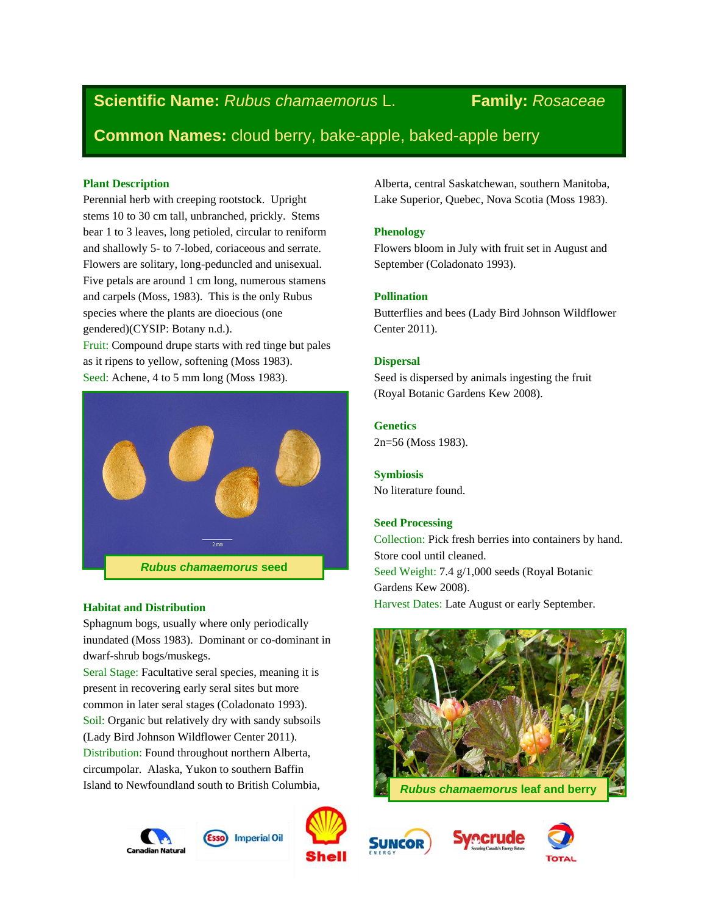# Scientific Name: *Rubus chamaemorus* L. Family: *Rosaceae*

## Common Names: cloud berry, bake-apple, baked-apple berry

### Plant Description

Perennial herb with creeping rootstock. Upright stems 10 to 30 cm tall, unbranched, prickly. Stems bear 1 to 3 leaves, long petioled, circular to reniform and shallowly 5- to 7-lobed, coriaceous and serrate. Flowers are solitary, long-peduncled and unisexual. Five petals are around 1 cm long, numerous stamens and carpels (Moss, 1983). This is the only Rubus species where the plants are dioecious (one gendered)(CYSIP: Botany n.d.).

Fruit: Compound drupe starts with red tinge but pales as it ripens to yellow, softening (Moss 1983).

Seed: Achene, 4 to 5 mm long (Moss 1983).

***Rubus chamaemorus* seed**

### Habitat and Distribution

Sphagnum bogs, usually where only periodically inundated (Moss 1983). Dominant or co-dominant in dwarf-shrub bogs/muskegs.

Seral Stage: Facultative seral species, meaning it is present in recovering early seral sites but more common in later seral stages (Coladonato 1993).

Soil: Organic but relatively dry with sandy subsoils (Lady Bird Johnson Wildflower Center 2011).

Distribution: Found throughout northern Alberta, circumpolar. Alaska, Yukon to southern Baffin Island to Newfoundland south to British Columbia, Alberta, central Saskatchewan, southern Manitoba, Lake Superior, Quebec, Nova Scotia (Moss 1983).

### Phenology

Flowers bloom in July with fruit set in August and September (Coladonato 1993).

### Pollination

Butterflies and bees (Lady Bird Johnson Wildflower Center 2011).

### Dispersal

Seed is dispersed by animals ingesting the fruit (Royal Botanic Gardens Kew 2008).

### Genetics

2n=56 (Moss 1983).

### Symbiosis

No literature found.

### Seed Processing

Collection: Pick fresh berries into containers by hand. Store cool until cleaned.

Seed Weight: 7.4 g/1,000 seeds (Royal Botanic Gardens Kew 2008).

Harvest Dates: Late August or early September.

***Rubus chamaemorus* leaf and berry**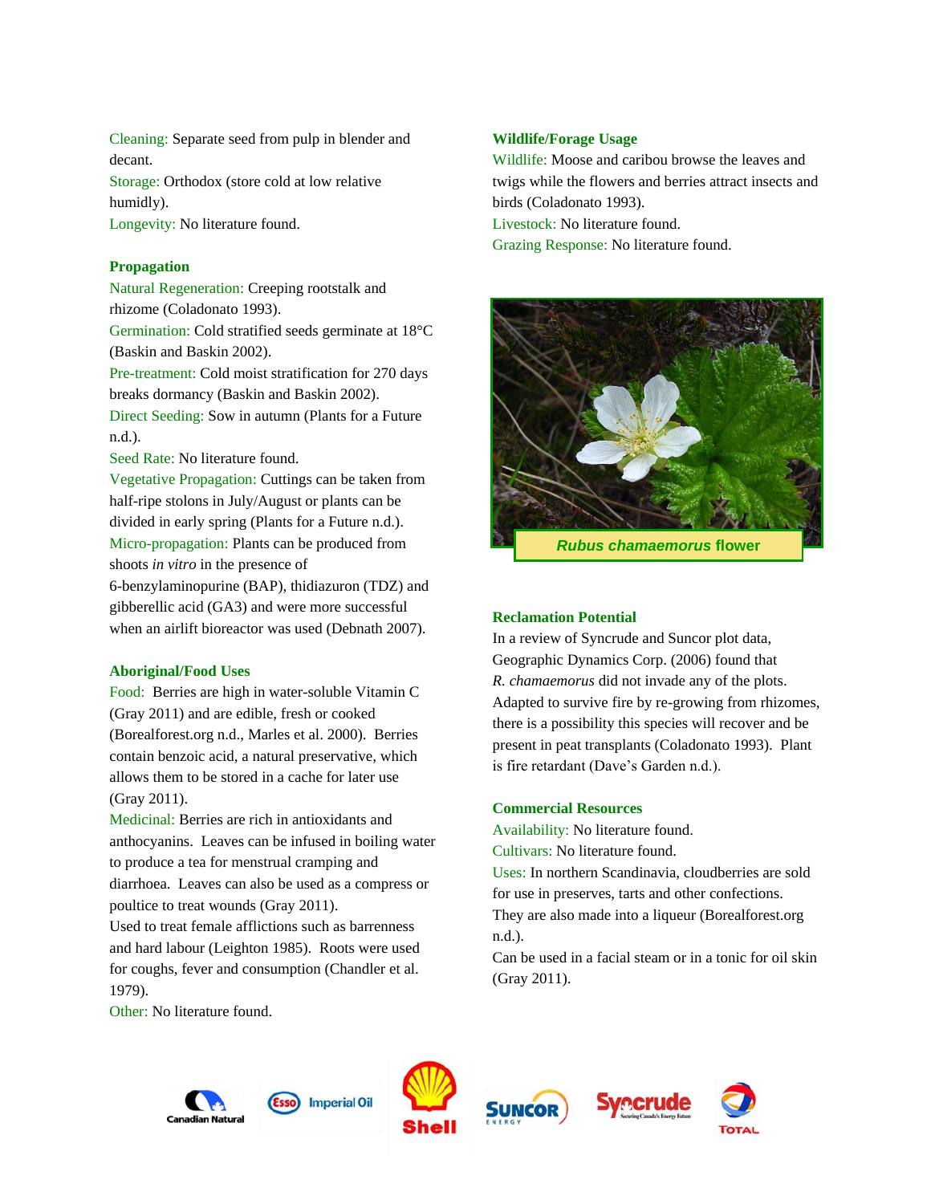Cleaning: Separate seed from pulp in blender and decant.
Storage: Orthodox (store cold at low relative humidly).
Longevity: No literature found.

### Propagation

Natural Regeneration: Creeping rootstalk and rhizome (Coladonato 1993).
Germination: Cold stratified seeds germinate at 18°C (Baskin and Baskin 2002).
Pre-treatment: Cold moist stratification for 270 days breaks dormancy (Baskin and Baskin 2002).
Direct Seeding: Sow in autumn (Plants for a Future n.d.).
Seed Rate: No literature found.
Vegetative Propagation: Cuttings can be taken from half-ripe stolons in July/August or plants can be divided in early spring (Plants for a Future n.d.).
Micro-propagation: Plants can be produced from shoots *in vitro* in the presence of 6-benzylaminopurine (BAP), thidiazuron (TDZ) and gibberellic acid (GA3) and were more successful when an airlift bioreactor was used (Debnath 2007).

### Aboriginal/Food Uses

Food: Berries are high in water-soluble Vitamin C (Gray 2011) and are edible, fresh or cooked (Borealforest.org n.d., Marles et al. 2000). Berries contain benzoic acid, a natural preservative, which allows them to be stored in a cache for later use (Gray 2011).
Medicinal: Berries are rich in antioxidants and anthocyanins. Leaves can be infused in boiling water to produce a tea for menstrual cramping and diarrhoea. Leaves can also be used as a compress or poultice to treat wounds (Gray 2011).
Used to treat female afflictions such as barrenness and hard labour (Leighton 1985). Roots were used for coughs, fever and consumption (Chandler et al. 1979).
Other: No literature found.

### Wildlife/Forage Usage

Wildlife: Moose and caribou browse the leaves and twigs while the flowers and berries attract insects and birds (Coladonato 1993).
Livestock: No literature found.
Grazing Response: No literature found.

***Rubus chamaemorus* flower**

### Reclamation Potential

In a review of Syncrude and Suncor plot data, Geographic Dynamics Corp. (2006) found that *R. chamaemorus* did not invade any of the plots. Adapted to survive fire by re-growing from rhizomes, there is a possibility this species will recover and be present in peat transplants (Coladonato 1993). Plant is fire retardant (Dave's Garden n.d.).

### Commercial Resources

Availability: No literature found.
Cultivars: No literature found.
Uses: In northern Scandinavia, cloudberries are sold for use in preserves, tarts and other confections. They are also made into a liqueur (Borealforest.org n.d.).
Can be used in a facial steam or in a tonic for oil skin (Gray 2011).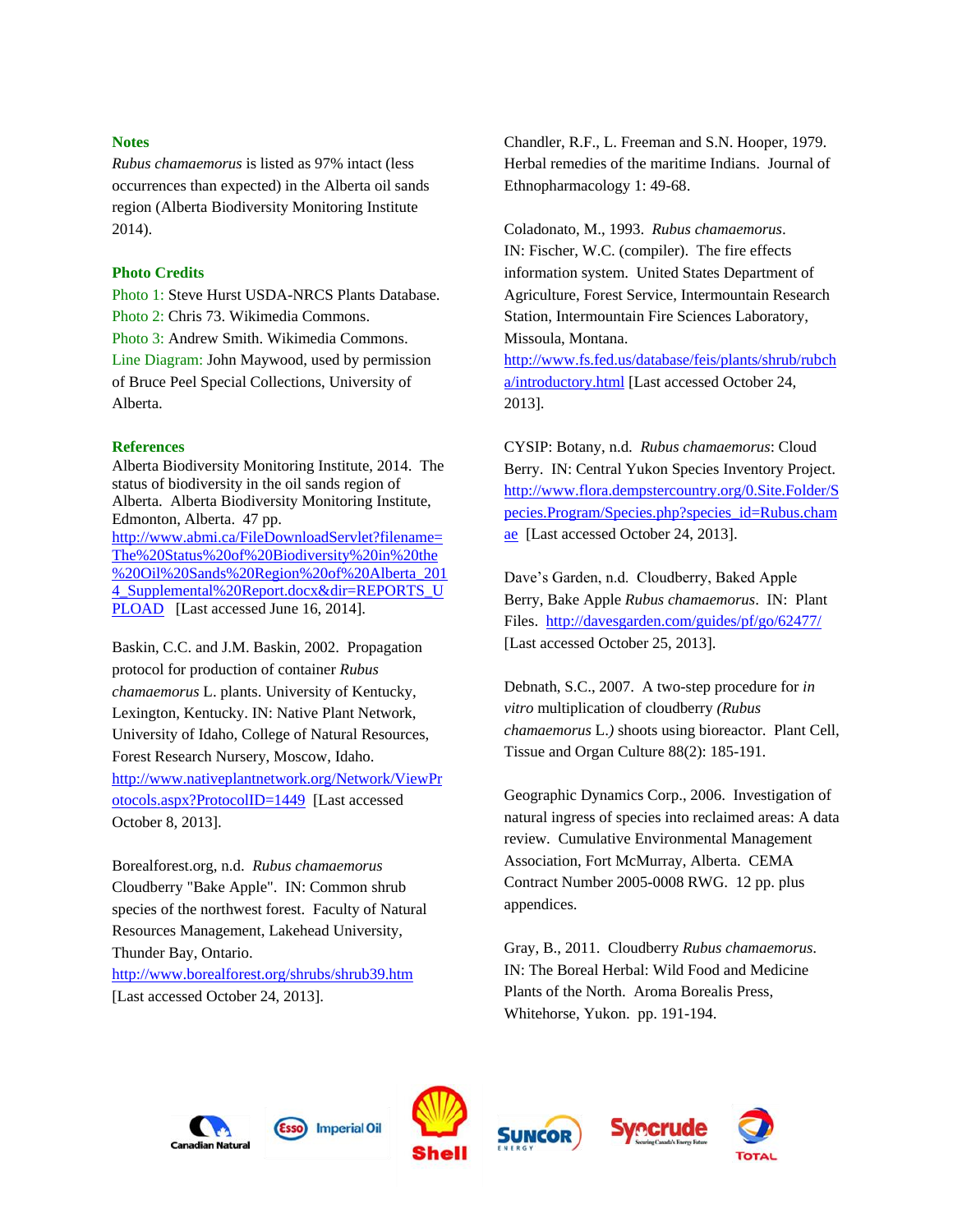## Notes

*Rubus chamaemorus* is listed as 97% intact (less occurrences than expected) in the Alberta oil sands region (Alberta Biodiversity Monitoring Institute 2014).

## Photo Credits

Photo 1: Steve Hurst USDA-NRCS Plants Database.
Photo 2: Chris 73. Wikimedia Commons.
Photo 3: Andrew Smith. Wikimedia Commons.
Line Diagram: John Maywood, used by permission of Bruce Peel Special Collections, University of Alberta.

## References

Alberta Biodiversity Monitoring Institute, 2014. The status of biodiversity in the oil sands region of Alberta. Alberta Biodiversity Monitoring Institute, Edmonton, Alberta. 47 pp. http://www.abmi.ca/FileDownloadServlet?filename=The%20Status%20of%20Biodiversity%20in%20the%20Oil%20Sands%20Region%20of%20Alberta_2014_Supplemental%20Report.docx&dir=REPORTS_UPLOAD [Last accessed June 16, 2014].

Baskin, C.C. and J.M. Baskin, 2002. Propagation protocol for production of container *Rubus chamaemorus* L. plants. University of Kentucky, Lexington, Kentucky. IN: Native Plant Network, University of Idaho, College of Natural Resources, Forest Research Nursery, Moscow, Idaho. http://www.nativeplantnetwork.org/Network/ViewProtocols.aspx?ProtocolID=1449 [Last accessed October 8, 2013].

Borealforest.org, n.d. *Rubus chamaemorus* Cloudberry "Bake Apple". IN: Common shrub species of the northwest forest. Faculty of Natural Resources Management, Lakehead University, Thunder Bay, Ontario. http://www.borealforest.org/shrubs/shrub39.htm [Last accessed October 24, 2013].

Chandler, R.F., L. Freeman and S.N. Hooper, 1979. Herbal remedies of the maritime Indians. Journal of Ethnopharmacology 1: 49-68.

Coladonato, M., 1993. *Rubus chamaemorus*. IN: Fischer, W.C. (compiler). The fire effects information system. United States Department of Agriculture, Forest Service, Intermountain Research Station, Intermountain Fire Sciences Laboratory, Missoula, Montana. http://www.fs.fed.us/database/feis/plants/shrub/rubcha/introductory.html [Last accessed October 24, 2013].

CYSIP: Botany, n.d. *Rubus chamaemorus*: Cloud Berry. IN: Central Yukon Species Inventory Project. http://www.flora.dempstercountry.org/0.Site.Folder/Species.Program/Species.php?species_id=Rubus.chamae [Last accessed October 24, 2013].

Dave's Garden, n.d. Cloudberry, Baked Apple Berry, Bake Apple *Rubus chamaemorus*. IN: Plant Files. http://davesgarden.com/guides/pf/go/62477/ [Last accessed October 25, 2013].

Debnath, S.C., 2007. A two-step procedure for *in vitro* multiplication of cloudberry *(Rubus chamaemorus* L.*)* shoots using bioreactor. Plant Cell, Tissue and Organ Culture 88(2): 185-191.

Geographic Dynamics Corp., 2006. Investigation of natural ingress of species into reclaimed areas: A data review. Cumulative Environmental Management Association, Fort McMurray, Alberta. CEMA Contract Number 2005-0008 RWG. 12 pp. plus appendices.

Gray, B., 2011. Cloudberry *Rubus chamaemorus*. IN: The Boreal Herbal: Wild Food and Medicine Plants of the North. Aroma Borealis Press, Whitehorse, Yukon. pp. 191-194.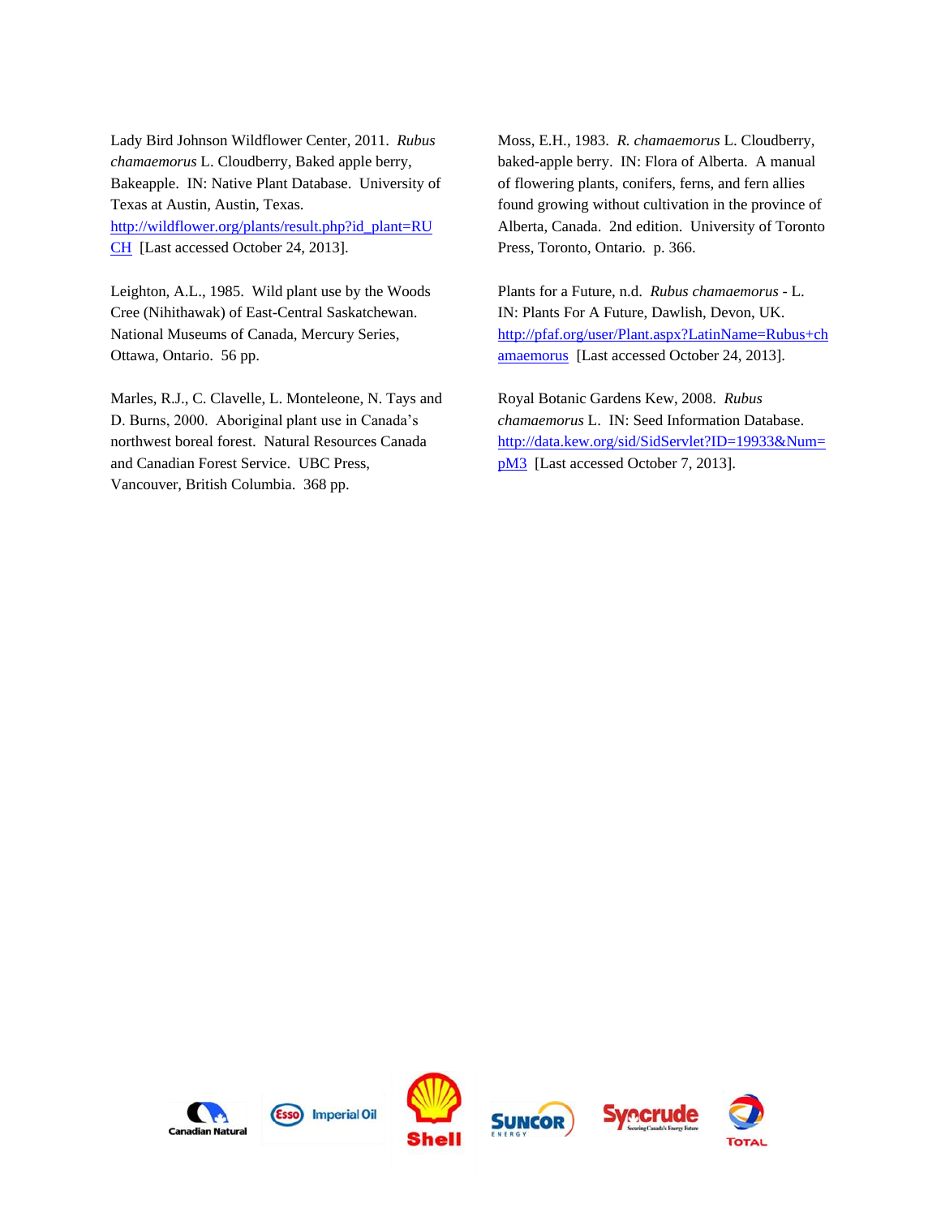Lady Bird Johnson Wildflower Center, 2011. *Rubus chamaemorus* L. Cloudberry, Baked apple berry, Bakeapple. IN: Native Plant Database. University of Texas at Austin, Austin, Texas. http://wildflower.org/plants/result.php?id_plant=RUCH [Last accessed October 24, 2013].

Leighton, A.L., 1985. Wild plant use by the Woods Cree (Nihithawak) of East-Central Saskatchewan. National Museums of Canada, Mercury Series, Ottawa, Ontario. 56 pp.

Marles, R.J., C. Clavelle, L. Monteleone, N. Tays and D. Burns, 2000. Aboriginal plant use in Canada's northwest boreal forest. Natural Resources Canada and Canadian Forest Service. UBC Press, Vancouver, British Columbia. 368 pp.

Moss, E.H., 1983. *R. chamaemorus* L. Cloudberry, baked-apple berry. IN: Flora of Alberta. A manual of flowering plants, conifers, ferns, and fern allies found growing without cultivation in the province of Alberta, Canada. 2nd edition. University of Toronto Press, Toronto, Ontario. p. 366.

Plants for a Future, n.d. *Rubus chamaemorus* - L. IN: Plants For A Future, Dawlish, Devon, UK. http://pfaf.org/user/Plant.aspx?LatinName=Rubus+chamaemorus [Last accessed October 24, 2013].

Royal Botanic Gardens Kew, 2008. *Rubus chamaemorus* L. IN: Seed Information Database. http://data.kew.org/sid/SidServlet?ID=19933&Num=pM3 [Last accessed October 7, 2013].